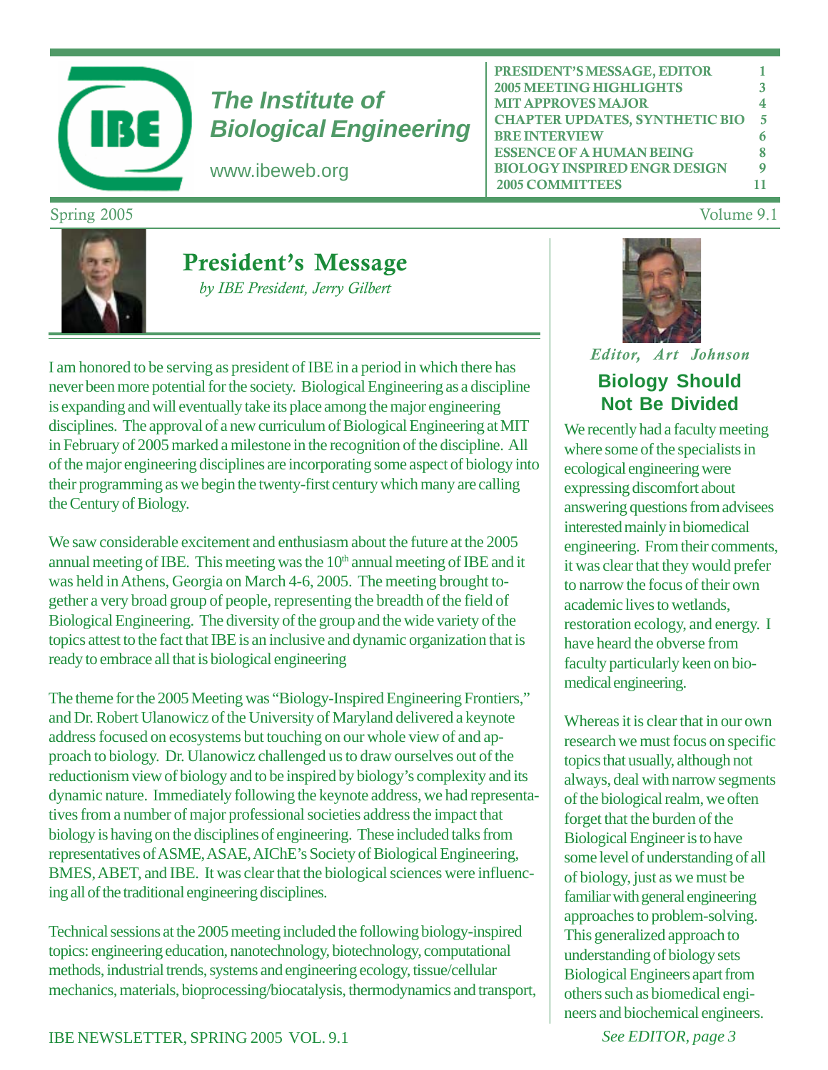# The Institute of Biological Engineering

www.ibeweb.org

| | |
|---|---|
| PRESIDENT'S MESSAGE, EDITOR | 1 |
| 2005 MEETING HIGHLIGHTS | 3 |
| MIT APPROVES MAJOR | 4 |
| CHAPTER UPDATES, SYNTHETIC BIO | 5 |
| BRE INTERVIEW | 6 |
| ESSENCE OF A HUMAN BEING | 8 |
| BIOLOGY INSPIRED ENGR DESIGN | 9 |
| 2005 COMMITTEES | 11 |

Spring 2005 — Volume 9.1

## President's Message

*by IBE President, Jerry Gilbert*

I am honored to be serving as president of IBE in a period in which there has never been more potential for the society. Biological Engineering as a discipline is expanding and will eventually take its place among the major engineering disciplines. The approval of a new curriculum of Biological Engineering at MIT in February of 2005 marked a milestone in the recognition of the discipline. All of the major engineering disciplines are incorporating some aspect of biology into their programming as we begin the twenty-first century which many are calling the Century of Biology.

We saw considerable excitement and enthusiasm about the future at the 2005 annual meeting of IBE. This meeting was the 10th annual meeting of IBE and it was held in Athens, Georgia on March 4-6, 2005. The meeting brought together a very broad group of people, representing the breadth of the field of Biological Engineering. The diversity of the group and the wide variety of the topics attest to the fact that IBE is an inclusive and dynamic organization that is ready to embrace all that is biological engineering

The theme for the 2005 Meeting was "Biology-Inspired Engineering Frontiers," and Dr. Robert Ulanowicz of the University of Maryland delivered a keynote address focused on ecosystems but touching on our whole view of and approach to biology. Dr. Ulanowicz challenged us to draw ourselves out of the reductionism view of biology and to be inspired by biology's complexity and its dynamic nature. Immediately following the keynote address, we had representatives from a number of major professional societies address the impact that biology is having on the disciplines of engineering. These included talks from representatives of ASME, ASAE, AIChE's Society of Biological Engineering, BMES, ABET, and IBE. It was clear that the biological sciences were influencing all of the traditional engineering disciplines.

Technical sessions at the 2005 meeting included the following biology-inspired topics: engineering education, nanotechnology, biotechnology, computational methods, industrial trends, systems and engineering ecology, tissue/cellular mechanics, materials, bioprocessing/biocatalysis, thermodynamics and transport,

*Editor, Art Johnson*

## Biology Should Not Be Divided

We recently had a faculty meeting where some of the specialists in ecological engineering were expressing discomfort about answering questions from advisees interested mainly in biomedical engineering. From their comments, it was clear that they would prefer to narrow the focus of their own academic lives to wetlands, restoration ecology, and energy. I have heard the obverse from faculty particularly keen on biomedical engineering.

Whereas it is clear that in our own research we must focus on specific topics that usually, although not always, deal with narrow segments of the biological realm, we often forget that the burden of the Biological Engineer is to have some level of understanding of all of biology, just as we must be familiar with general engineering approaches to problem-solving. This generalized approach to understanding of biology sets Biological Engineers apart from others such as biomedical engineers and biochemical engineers.

*See EDITOR, page 3*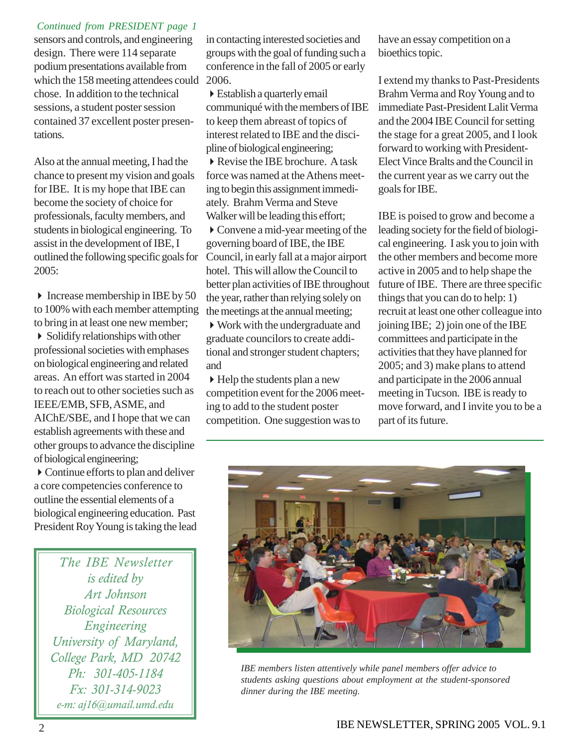*Continued from PRESIDENT page 1*

sensors and controls, and engineering design. There were 114 separate podium presentations available from which the 158 meeting attendees could chose. In addition to the technical sessions, a student poster session contained 37 excellent poster presentations.

Also at the annual meeting, I had the chance to present my vision and goals for IBE. It is my hope that IBE can become the society of choice for professionals, faculty members, and students in biological engineering. To assist in the development of IBE, I outlined the following specific goals for 2005:

- Increase membership in IBE by 50 to 100% with each member attempting to bring in at least one new member;
- Solidify relationships with other professional societies with emphases on biological engineering and related areas. An effort was started in 2004 to reach out to other societies such as IEEE/EMB, SFB, ASME, and AIChE/SBE, and I hope that we can establish agreements with these and other groups to advance the discipline of biological engineering;
- Continue efforts to plan and deliver a core competencies conference to outline the essential elements of a biological engineering education. Past President Roy Young is taking the lead in contacting interested societies and groups with the goal of funding such a conference in the fall of 2005 or early 2006.
- Establish a quarterly email communiqué with the members of IBE to keep them abreast of topics of interest related to IBE and the discipline of biological engineering;
- Revise the IBE brochure. A task force was named at the Athens meeting to begin this assignment immediately. Brahm Verma and Steve Walker will be leading this effort;
- Convene a mid-year meeting of the governing board of IBE, the IBE Council, in early fall at a major airport hotel. This will allow the Council to better plan activities of IBE throughout the year, rather than relying solely on the meetings at the annual meeting;
- Work with the undergraduate and graduate councilors to create additional and stronger student chapters; and
- Help the students plan a new competition event for the 2006 meeting to add to the student poster competition. One suggestion was to have an essay competition on a bioethics topic.

I extend my thanks to Past-Presidents Brahm Verma and Roy Young and to immediate Past-President Lalit Verma and the 2004 IBE Council for setting the stage for a great 2005, and I look forward to working with President-Elect Vince Bralts and the Council in the current year as we carry out the goals for IBE.

IBE is poised to grow and become a leading society for the field of biological engineering. I ask you to join with the other members and become more active in 2005 and to help shape the future of IBE. There are three specific things that you can do to help: 1) recruit at least one other colleague into joining IBE; 2) join one of the IBE committees and participate in the activities that they have planned for 2005; and 3) make plans to attend and participate in the 2006 annual meeting in Tucson. IBE is ready to move forward, and I invite you to be a part of its future.

*The IBE Newsletter*
*is edited by*
*Art Johnson*
*Biological Resources Engineering*
*University of Maryland,*
*College Park, MD 20742*
*Ph: 301-405-1184*
*Fx: 301-314-9023*
*e-m: aj16@umail.umd.edu*

*IBE members listen attentively while panel members offer advice to students asking questions about employment at the student-sponsored dinner during the IBE meeting.*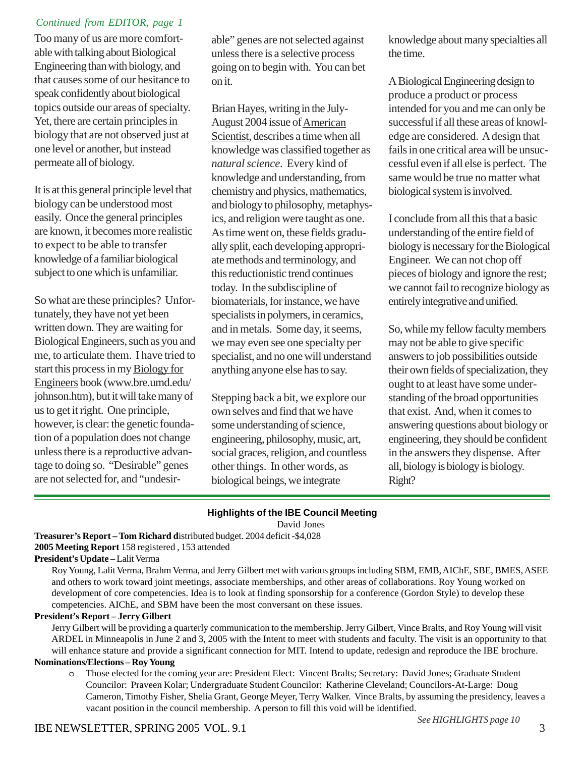*Continued from EDITOR, page 1*

Too many of us are more comfortable with talking about Biological Engineering than with biology, and that causes some of our hesitance to speak confidently about biological topics outside our areas of specialty. Yet, there are certain principles in biology that are not observed just at one level or another, but instead permeate all of biology.

It is at this general principle level that biology can be understood most easily. Once the general principles are known, it becomes more realistic to expect to be able to transfer knowledge of a familiar biological subject to one which is unfamiliar.

So what are these principles? Unfortunately, they have not yet been written down. They are waiting for Biological Engineers, such as you and me, to articulate them. I have tried to start this process in my Biology for Engineers book (www.bre.umd.edu/johnson.htm), but it will take many of us to get it right. One principle, however, is clear: the genetic foundation of a population does not change unless there is a reproductive advantage to doing so. "Desirable" genes are not selected for, and "undesirable" genes are not selected against unless there is a selective process going on to begin with. You can bet on it.

Brian Hayes, writing in the July-August 2004 issue of American Scientist, describes a time when all knowledge was classified together as *natural science*. Every kind of knowledge and understanding, from chemistry and physics, mathematics, and biology to philosophy, metaphysics, and religion were taught as one. As time went on, these fields gradually split, each developing appropriate methods and terminology, and this reductionistic trend continues today. In the subdiscipline of biomaterials, for instance, we have specialists in polymers, in ceramics, and in metals. Some day, it seems, we may even see one specialty per specialist, and no one will understand anything anyone else has to say.

Stepping back a bit, we explore our own selves and find that we have some understanding of science, engineering, philosophy, music, art, social graces, religion, and countless other things. In other words, as biological beings, we integrate knowledge about many specialties all the time.

A Biological Engineering design to produce a product or process intended for you and me can only be successful if all these areas of knowledge are considered. A design that fails in one critical area will be unsuccessful even if all else is perfect. The same would be true no matter what biological system is involved.

I conclude from all this that a basic understanding of the entire field of biology is necessary for the Biological Engineer. We can not chop off pieces of biology and ignore the rest; we cannot fail to recognize biology as entirely integrative and unified.

So, while my fellow faculty members may not be able to give specific answers to job possibilities outside their own fields of specialization, they ought to at least have some understanding of the broad opportunities that exist. And, when it comes to answering questions about biology or engineering, they should be confident in the answers they dispense. After all, biology is biology is biology. Right?

---

## Highlights of the IBE Council Meeting

David Jones

**Treasurer's Report – Tom Richard d**istributed budget. 2004 deficit -$4,028

**2005 Meeting Report** 158 registered , 153 attended

**President's Update** – Lalit Verma

Roy Young, Lalit Verma, Brahm Verma, and Jerry Gilbert met with various groups including SBM, EMB, AIChE, SBE, BMES, ASEE and others to work toward joint meetings, associate memberships, and other areas of collaborations. Roy Young worked on development of core competencies. Idea is to look at finding sponsorship for a conference (Gordon Style) to develop these competencies. AIChE, and SBM have been the most conversant on these issues.

**President's Report – Jerry Gilbert**

Jerry Gilbert will be providing a quarterly communication to the membership. Jerry Gilbert, Vince Bralts, and Roy Young will visit ARDEL in Minneapolis in June 2 and 3, 2005 with the Intent to meet with students and faculty. The visit is an opportunity to that will enhance stature and provide a significant connection for MIT. Intend to update, redesign and reproduce the IBE brochure.

**Nominations/Elections – Roy Young**

- Those elected for the coming year are: President Elect: Vincent Bralts; Secretary: David Jones; Graduate Student Councilor: Praveen Kolar; Undergraduate Student Councilor: Katherine Cleveland; Councilors-At-Large: Doug Cameron, Timothy Fisher, Shelia Grant, George Meyer, Terry Walker. Vince Bralts, by assuming the presidency, leaves a vacant position in the council membership. A person to fill this void will be identified.

*See HIGHLIGHTS page 10*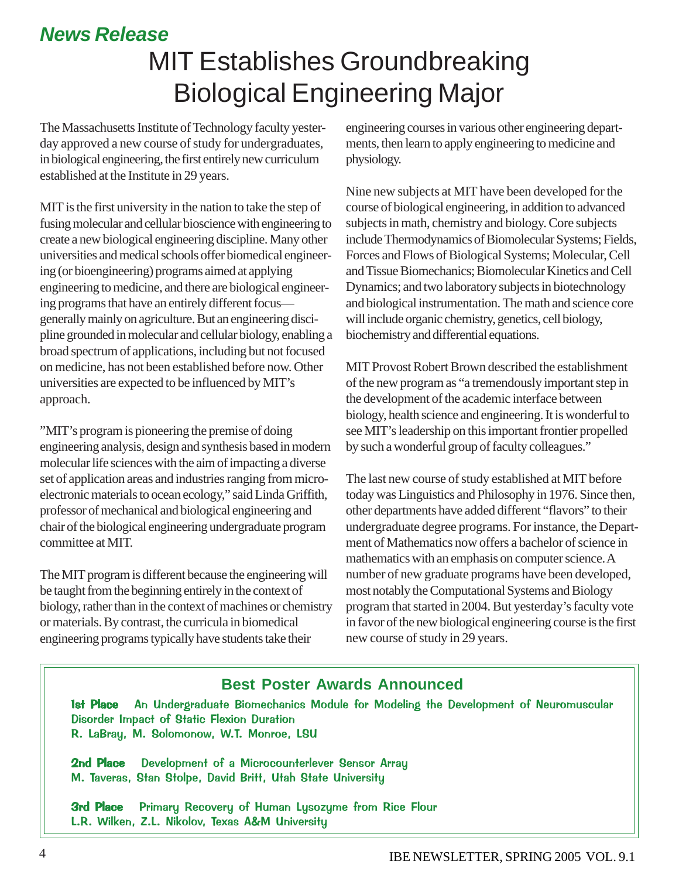*News Release*

# MIT Establishes Groundbreaking Biological Engineering Major

The Massachusetts Institute of Technology faculty yesterday approved a new course of study for undergraduates, in biological engineering, the first entirely new curriculum established at the Institute in 29 years.

MIT is the first university in the nation to take the step of fusing molecular and cellular bioscience with engineering to create a new biological engineering discipline. Many other universities and medical schools offer biomedical engineering (or bioengineering) programs aimed at applying engineering to medicine, and there are biological engineering programs that have an entirely different focus—generally mainly on agriculture. But an engineering discipline grounded in molecular and cellular biology, enabling a broad spectrum of applications, including but not focused on medicine, has not been established before now. Other universities are expected to be influenced by MIT's approach.

"MIT's program is pioneering the premise of doing engineering analysis, design and synthesis based in modern molecular life sciences with the aim of impacting a diverse set of application areas and industries ranging from microelectronic materials to ocean ecology," said Linda Griffith, professor of mechanical and biological engineering and chair of the biological engineering undergraduate program committee at MIT.

The MIT program is different because the engineering will be taught from the beginning entirely in the context of biology, rather than in the context of machines or chemistry or materials. By contrast, the curricula in biomedical engineering programs typically have students take their engineering courses in various other engineering departments, then learn to apply engineering to medicine and physiology.

Nine new subjects at MIT have been developed for the course of biological engineering, in addition to advanced subjects in math, chemistry and biology. Core subjects include Thermodynamics of Biomolecular Systems; Fields, Forces and Flows of Biological Systems; Molecular, Cell and Tissue Biomechanics; Biomolecular Kinetics and Cell Dynamics; and two laboratory subjects in biotechnology and biological instrumentation. The math and science core will include organic chemistry, genetics, cell biology, biochemistry and differential equations.

MIT Provost Robert Brown described the establishment of the new program as "a tremendously important step in the development of the academic interface between biology, health science and engineering. It is wonderful to see MIT's leadership on this important frontier propelled by such a wonderful group of faculty colleagues."

The last new course of study established at MIT before today was Linguistics and Philosophy in 1976. Since then, other departments have added different "flavors" to their undergraduate degree programs. For instance, the Department of Mathematics now offers a bachelor of science in mathematics with an emphasis on computer science. A number of new graduate programs have been developed, most notably the Computational Systems and Biology program that started in 2004. But yesterday's faculty vote in favor of the new biological engineering course is the first new course of study in 29 years.

## Best Poster Awards Announced

**1st Place** An Undergraduate Biomechanics Module for Modeling the Development of Neuromuscular Disorder Impact of Static Flexion Duration
R. LaBray, M. Solomonow, W.T. Monroe, LSU

**2nd Place** Development of a Microcounterlever Sensor Array
M. Taveras, Stan Stolpe, David Britt, Utah State University

**3rd Place** Primary Recovery of Human Lysozyme from Rice Flour
L.R. Wilken, Z.L. Nikolov, Texas A&M University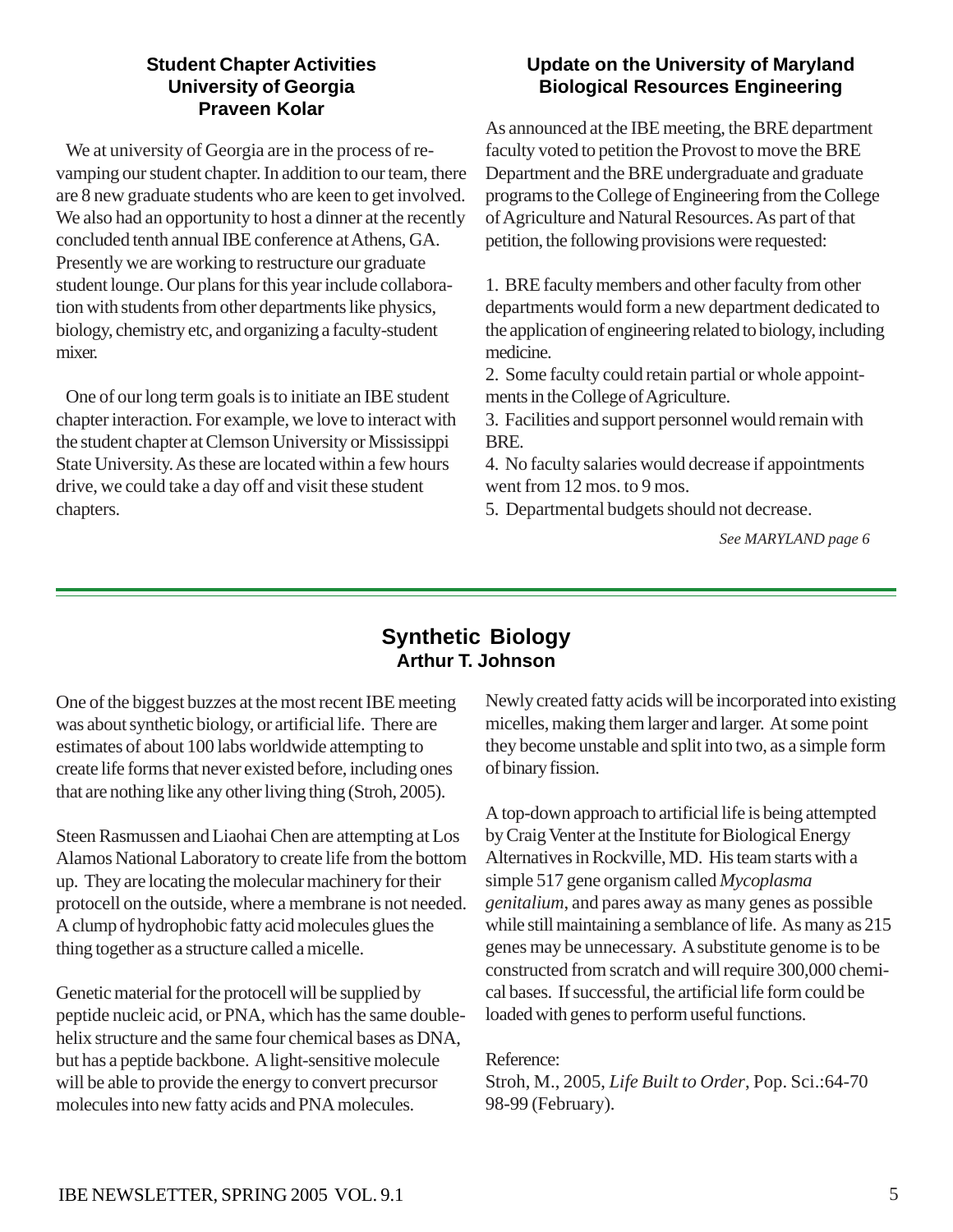### Student Chapter Activities
### University of Georgia
### Praveen Kolar

We at university of Georgia are in the process of re-vamping our student chapter. In addition to our team, there are 8 new graduate students who are keen to get involved. We also had an opportunity to host a dinner at the recently concluded tenth annual IBE conference at Athens, GA. Presently we are working to restructure our graduate student lounge. Our plans for this year include collaboration with students from other departments like physics, biology, chemistry etc, and organizing a faculty-student mixer.

One of our long term goals is to initiate an IBE student chapter interaction. For example, we love to interact with the student chapter at Clemson University or Mississippi State University. As these are located within a few hours drive, we could take a day off and visit these student chapters.

### Update on the University of Maryland Biological Resources Engineering

As announced at the IBE meeting, the BRE department faculty voted to petition the Provost to move the BRE Department and the BRE undergraduate and graduate programs to the College of Engineering from the College of Agriculture and Natural Resources. As part of that petition, the following provisions were requested:

1. BRE faculty members and other faculty from other departments would form a new department dedicated to the application of engineering related to biology, including medicine.
2. Some faculty could retain partial or whole appointments in the College of Agriculture.
3. Facilities and support personnel would remain with BRE.
4. No faculty salaries would decrease if appointments went from 12 mos. to 9 mos.
5. Departmental budgets should not decrease.

*See MARYLAND page 6*

---

## Synthetic Biology
### Arthur T. Johnson

One of the biggest buzzes at the most recent IBE meeting was about synthetic biology, or artificial life. There are estimates of about 100 labs worldwide attempting to create life forms that never existed before, including ones that are nothing like any other living thing (Stroh, 2005).

Steen Rasmussen and Liaohai Chen are attempting at Los Alamos National Laboratory to create life from the bottom up. They are locating the molecular machinery for their protocell on the outside, where a membrane is not needed. A clump of hydrophobic fatty acid molecules glues the thing together as a structure called a micelle.

Genetic material for the protocell will be supplied by peptide nucleic acid, or PNA, which has the same double-helix structure and the same four chemical bases as DNA, but has a peptide backbone. A light-sensitive molecule will be able to provide the energy to convert precursor molecules into new fatty acids and PNA molecules.

Newly created fatty acids will be incorporated into existing micelles, making them larger and larger. At some point they become unstable and split into two, as a simple form of binary fission.

A top-down approach to artificial life is being attempted by Craig Venter at the Institute for Biological Energy Alternatives in Rockville, MD. His team starts with a simple 517 gene organism called *Mycoplasma genitalium*, and pares away as many genes as possible while still maintaining a semblance of life. As many as 215 genes may be unnecessary. A substitute genome is to be constructed from scratch and will require 300,000 chemical bases. If successful, the artificial life form could be loaded with genes to perform useful functions.

Reference:
Stroh, M., 2005, *Life Built to Order*, Pop. Sci.:64-70 98-99 (February).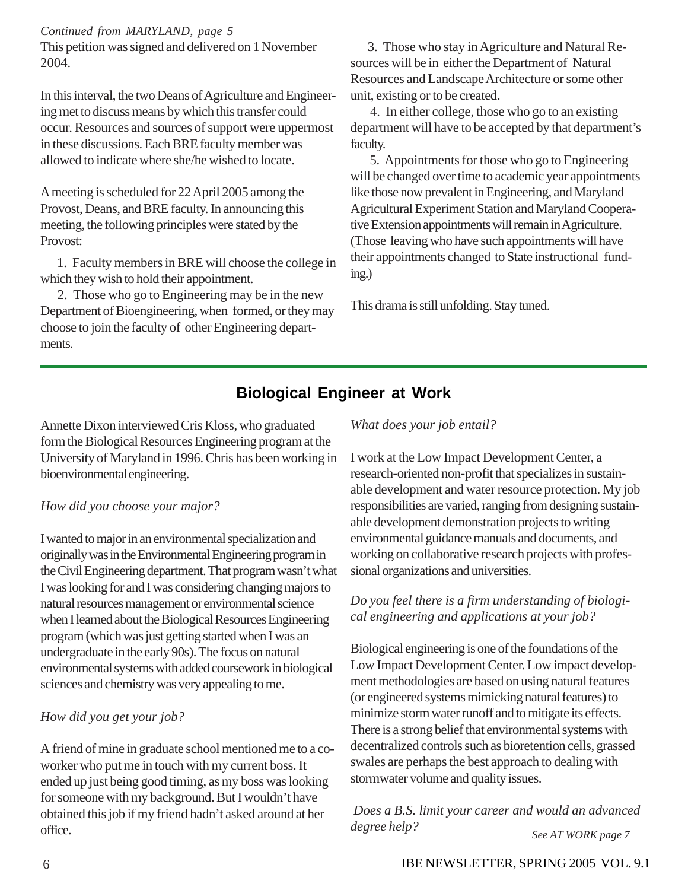*Continued from MARYLAND, page 5*

This petition was signed and delivered on 1 November 2004.

In this interval, the two Deans of Agriculture and Engineering met to discuss means by which this transfer could occur. Resources and sources of support were uppermost in these discussions. Each BRE faculty member was allowed to indicate where she/he wished to locate.

A meeting is scheduled for 22 April 2005 among the Provost, Deans, and BRE faculty. In announcing this meeting, the following principles were stated by the Provost:

1. Faculty members in BRE will choose the college in which they wish to hold their appointment.
2. Those who go to Engineering may be in the new Department of Bioengineering, when formed, or they may choose to join the faculty of other Engineering departments.
3. Those who stay in Agriculture and Natural Resources will be in either the Department of Natural Resources and Landscape Architecture or some other unit, existing or to be created.
4. In either college, those who go to an existing department will have to be accepted by that department's faculty.
5. Appointments for those who go to Engineering will be changed over time to academic year appointments like those now prevalent in Engineering, and Maryland Agricultural Experiment Station and Maryland Cooperative Extension appointments will remain in Agriculture. (Those leaving who have such appointments will have their appointments changed to State instructional funding.)

This drama is still unfolding. Stay tuned.

---

## Biological Engineer at Work

Annette Dixon interviewed Cris Kloss, who graduated form the Biological Resources Engineering program at the University of Maryland in 1996. Chris has been working in bioenvironmental engineering.

*How did you choose your major?*

I wanted to major in an environmental specialization and originally was in the Environmental Engineering program in the Civil Engineering department. That program wasn't what I was looking for and I was considering changing majors to natural resources management or environmental science when I learned about the Biological Resources Engineering program (which was just getting started when I was an undergraduate in the early 90s). The focus on natural environmental systems with added coursework in biological sciences and chemistry was very appealing to me.

*How did you get your job?*

A friend of mine in graduate school mentioned me to a co-worker who put me in touch with my current boss. It ended up just being good timing, as my boss was looking for someone with my background. But I wouldn't have obtained this job if my friend hadn't asked around at her office.

*What does your job entail?*

I work at the Low Impact Development Center, a research-oriented non-profit that specializes in sustainable development and water resource protection. My job responsibilities are varied, ranging from designing sustainable development demonstration projects to writing environmental guidance manuals and documents, and working on collaborative research projects with professional organizations and universities.

*Do you feel there is a firm understanding of biological engineering and applications at your job?*

Biological engineering is one of the foundations of the Low Impact Development Center. Low impact development methodologies are based on using natural features (or engineered systems mimicking natural features) to minimize storm water runoff and to mitigate its effects. There is a strong belief that environmental systems with decentralized controls such as bioretention cells, grassed swales are perhaps the best approach to dealing with stormwater volume and quality issues.

*Does a B.S. limit your career and would an advanced degree help?*

*See AT WORK page 7*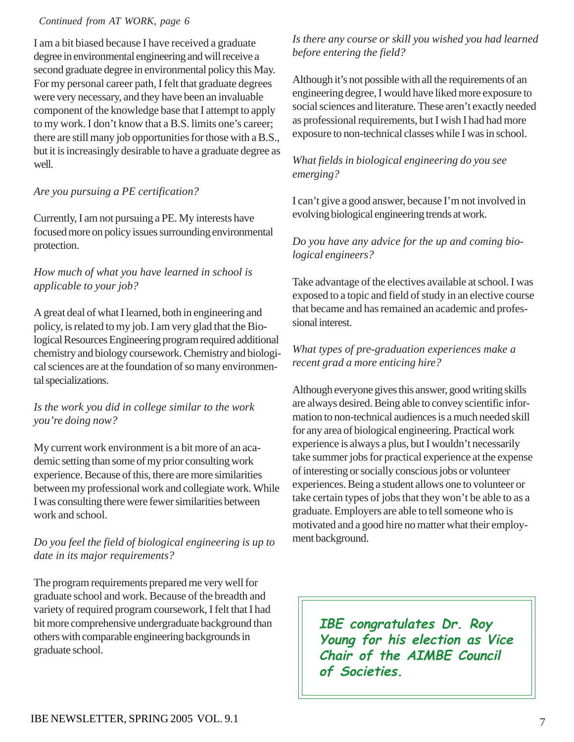*Continued from AT WORK, page 6*

I am a bit biased because I have received a graduate degree in environmental engineering and will receive a second graduate degree in environmental policy this May. For my personal career path, I felt that graduate degrees were very necessary, and they have been an invaluable component of the knowledge base that I attempt to apply to my work. I don't know that a B.S. limits one's career; there are still many job opportunities for those with a B.S., but it is increasingly desirable to have a graduate degree as well.

*Are you pursuing a PE certification?*

Currently, I am not pursuing a PE. My interests have focused more on policy issues surrounding environmental protection.

*How much of what you have learned in school is applicable to your job?*

A great deal of what I learned, both in engineering and policy, is related to my job. I am very glad that the Biological Resources Engineering program required additional chemistry and biology coursework. Chemistry and biological sciences are at the foundation of so many environmental specializations.

*Is the work you did in college similar to the work you're doing now?*

My current work environment is a bit more of an academic setting than some of my prior consulting work experience. Because of this, there are more similarities between my professional work and collegiate work. While I was consulting there were fewer similarities between work and school.

*Do you feel the field of biological engineering is up to date in its major requirements?*

The program requirements prepared me very well for graduate school and work. Because of the breadth and variety of required program coursework, I felt that I had bit more comprehensive undergraduate background than others with comparable engineering backgrounds in graduate school.

*Is there any course or skill you wished you had learned before entering the field?*

Although it's not possible with all the requirements of an engineering degree, I would have liked more exposure to social sciences and literature. These aren't exactly needed as professional requirements, but I wish I had had more exposure to non-technical classes while I was in school.

*What fields in biological engineering do you see emerging?*

I can't give a good answer, because I'm not involved in evolving biological engineering trends at work.

*Do you have any advice for the up and coming biological engineers?*

Take advantage of the electives available at school. I was exposed to a topic and field of study in an elective course that became and has remained an academic and professional interest.

*What types of pre-graduation experiences make a recent grad a more enticing hire?*

Although everyone gives this answer, good writing skills are always desired. Being able to convey scientific information to non-technical audiences is a much needed skill for any area of biological engineering. Practical work experience is always a plus, but I wouldn't necessarily take summer jobs for practical experience at the expense of interesting or socially conscious jobs or volunteer experiences. Being a student allows one to volunteer or take certain types of jobs that they won't be able to as a graduate. Employers are able to tell someone who is motivated and a good hire no matter what their employment background.

***IBE congratulates Dr. Roy Young for his election as Vice Chair of the AIMBE Council of Societies.***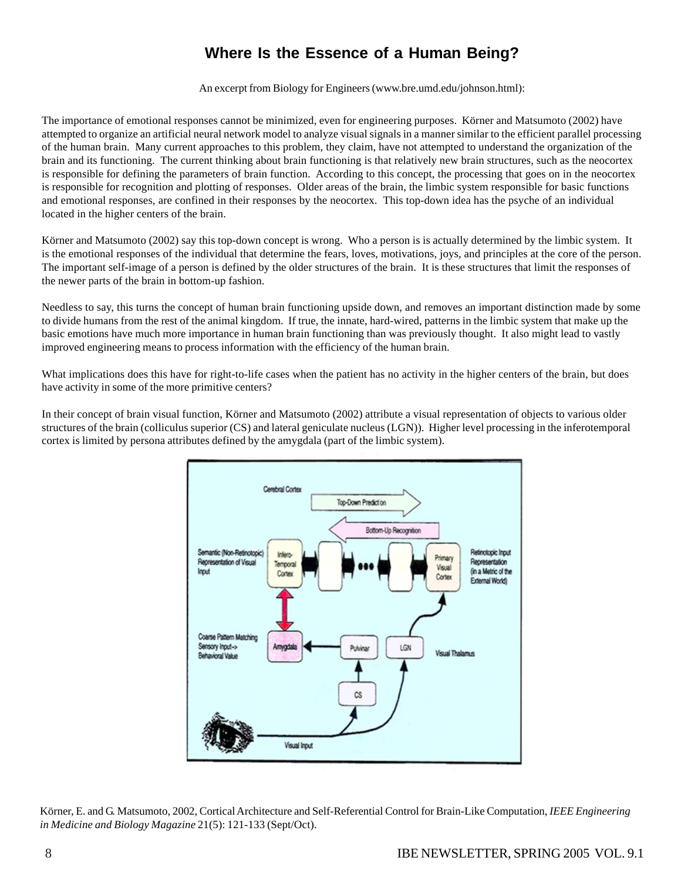# Where Is the Essence of a Human Being?

An excerpt from Biology for Engineers (www.bre.umd.edu/johnson.html):

The importance of emotional responses cannot be minimized, even for engineering purposes. Körner and Matsumoto (2002) have attempted to organize an artificial neural network model to analyze visual signals in a manner similar to the efficient parallel processing of the human brain. Many current approaches to this problem, they claim, have not attempted to understand the organization of the brain and its functioning. The current thinking about brain functioning is that relatively new brain structures, such as the neocortex is responsible for defining the parameters of brain function. According to this concept, the processing that goes on in the neocortex is responsible for recognition and plotting of responses. Older areas of the brain, the limbic system responsible for basic functions and emotional responses, are confined in their responses by the neocortex. This top-down idea has the psyche of an individual located in the higher centers of the brain.

Körner and Matsumoto (2002) say this top-down concept is wrong. Who a person is is actually determined by the limbic system. It is the emotional responses of the individual that determine the fears, loves, motivations, joys, and principles at the core of the person. The important self-image of a person is defined by the older structures of the brain. It is these structures that limit the responses of the newer parts of the brain in bottom-up fashion.

Needless to say, this turns the concept of human brain functioning upside down, and removes an important distinction made by some to divide humans from the rest of the animal kingdom. If true, the innate, hard-wired, patterns in the limbic system that make up the basic emotions have much more importance in human brain functioning than was previously thought. It also might lead to vastly improved engineering means to process information with the efficiency of the human brain.

What implications does this have for right-to-life cases when the patient has no activity in the higher centers of the brain, but does have activity in some of the more primitive centers?

In their concept of brain visual function, Körner and Matsumoto (2002) attribute a visual representation of objects to various older structures of the brain (colliculus superior (CS) and lateral geniculate nucleus (LGN)). Higher level processing in the inferotemporal cortex is limited by persona attributes defined by the amygdala (part of the limbic system).

Cerebral Cortex

Top-Down Prediction

Bottom-Up Recognition

Semantic (Non-Retinotopic) Representation of Visual Input

Infero-Temporal Cortex

Primary Visual Cortex

Retinotopic Input Representation (in a Metric of the External World)

Coarse Pattern Matching Sensory Input-> Behavioral Value

Amygdala

Pulvinar

LGN

Visual Thalamus

CS

Visual Input

Körner, E. and G. Matsumoto, 2002, Cortical Architecture and Self-Referential Control for Brain-Like Computation, *IEEE Engineering in Medicine and Biology Magazine* 21(5): 121-133 (Sept/Oct).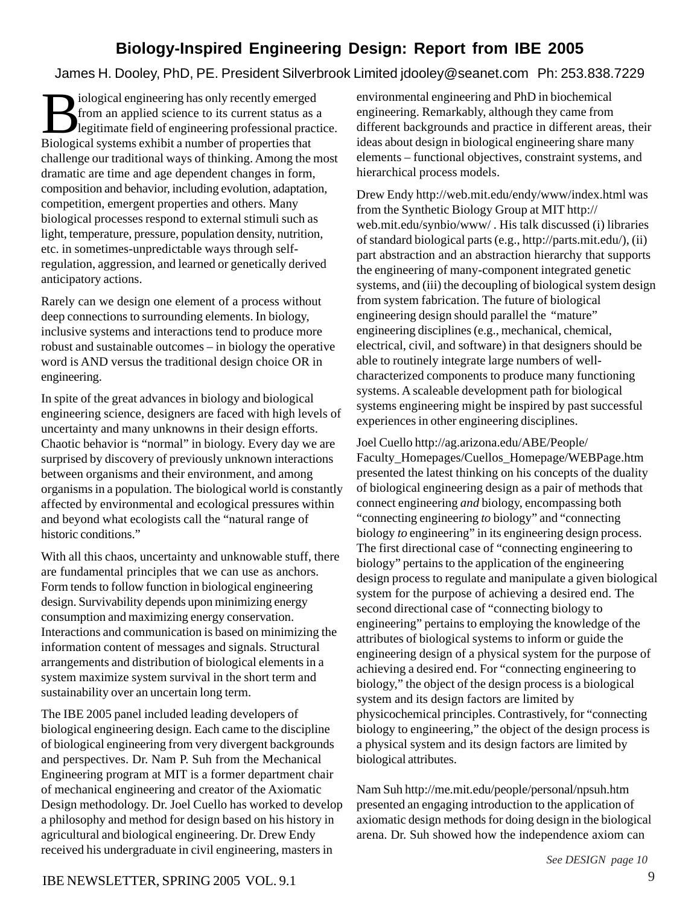# Biology-Inspired Engineering Design: Report from IBE 2005

James H. Dooley, PhD, PE. President Silverbrook Limited jdooley@seanet.com Ph: 253.838.7229

Biological engineering has only recently emerged from an applied science to its current status as a legitimate field of engineering professional practice. Biological systems exhibit a number of properties that challenge our traditional ways of thinking. Among the most dramatic are time and age dependent changes in form, composition and behavior, including evolution, adaptation, competition, emergent properties and others. Many biological processes respond to external stimuli such as light, temperature, pressure, population density, nutrition, etc. in sometimes-unpredictable ways through self-regulation, aggression, and learned or genetically derived anticipatory actions.

Rarely can we design one element of a process without deep connections to surrounding elements. In biology, inclusive systems and interactions tend to produce more robust and sustainable outcomes – in biology the operative word is AND versus the traditional design choice OR in engineering.

In spite of the great advances in biology and biological engineering science, designers are faced with high levels of uncertainty and many unknowns in their design efforts. Chaotic behavior is "normal" in biology. Every day we are surprised by discovery of previously unknown interactions between organisms and their environment, and among organisms in a population. The biological world is constantly affected by environmental and ecological pressures within and beyond what ecologists call the "natural range of historic conditions."

With all this chaos, uncertainty and unknowable stuff, there are fundamental principles that we can use as anchors. Form tends to follow function in biological engineering design. Survivability depends upon minimizing energy consumption and maximizing energy conservation. Interactions and communication is based on minimizing the information content of messages and signals. Structural arrangements and distribution of biological elements in a system maximize system survival in the short term and sustainability over an uncertain long term.

The IBE 2005 panel included leading developers of biological engineering design. Each came to the discipline of biological engineering from very divergent backgrounds and perspectives. Dr. Nam P. Suh from the Mechanical Engineering program at MIT is a former department chair of mechanical engineering and creator of the Axiomatic Design methodology. Dr. Joel Cuello has worked to develop a philosophy and method for design based on his history in agricultural and biological engineering. Dr. Drew Endy received his undergraduate in civil engineering, masters in environmental engineering and PhD in biochemical engineering. Remarkably, although they came from different backgrounds and practice in different areas, their ideas about design in biological engineering share many elements – functional objectives, constraint systems, and hierarchical process models.

Drew Endy http://web.mit.edu/endy/www/index.html was from the Synthetic Biology Group at MIT http://web.mit.edu/synbio/www/ . His talk discussed (i) libraries of standard biological parts (e.g., http://parts.mit.edu/), (ii) part abstraction and an abstraction hierarchy that supports the engineering of many-component integrated genetic systems, and (iii) the decoupling of biological system design from system fabrication. The future of biological engineering design should parallel the "mature" engineering disciplines (e.g., mechanical, chemical, electrical, civil, and software) in that designers should be able to routinely integrate large numbers of well-characterized components to produce many functioning systems. A scaleable development path for biological systems engineering might be inspired by past successful experiences in other engineering disciplines.

Joel Cuello http://ag.arizona.edu/ABE/People/Faculty_Homepages/Cuellos_Homepage/WEBPage.htm presented the latest thinking on his concepts of the duality of biological engineering design as a pair of methods that connect engineering *and* biology, encompassing both "connecting engineering *to* biology" and "connecting biology *to* engineering" in its engineering design process. The first directional case of "connecting engineering to biology" pertains to the application of the engineering design process to regulate and manipulate a given biological system for the purpose of achieving a desired end. The second directional case of "connecting biology to engineering" pertains to employing the knowledge of the attributes of biological systems to inform or guide the engineering design of a physical system for the purpose of achieving a desired end. For "connecting engineering to biology," the object of the design process is a biological system and its design factors are limited by physicochemical principles. Contrastively, for "connecting biology to engineering," the object of the design process is a physical system and its design factors are limited by biological attributes.

Nam Suh http://me.mit.edu/people/personal/npsuh.htm presented an engaging introduction to the application of axiomatic design methods for doing design in the biological arena. Dr. Suh showed how the independence axiom can

*See DESIGN page 10*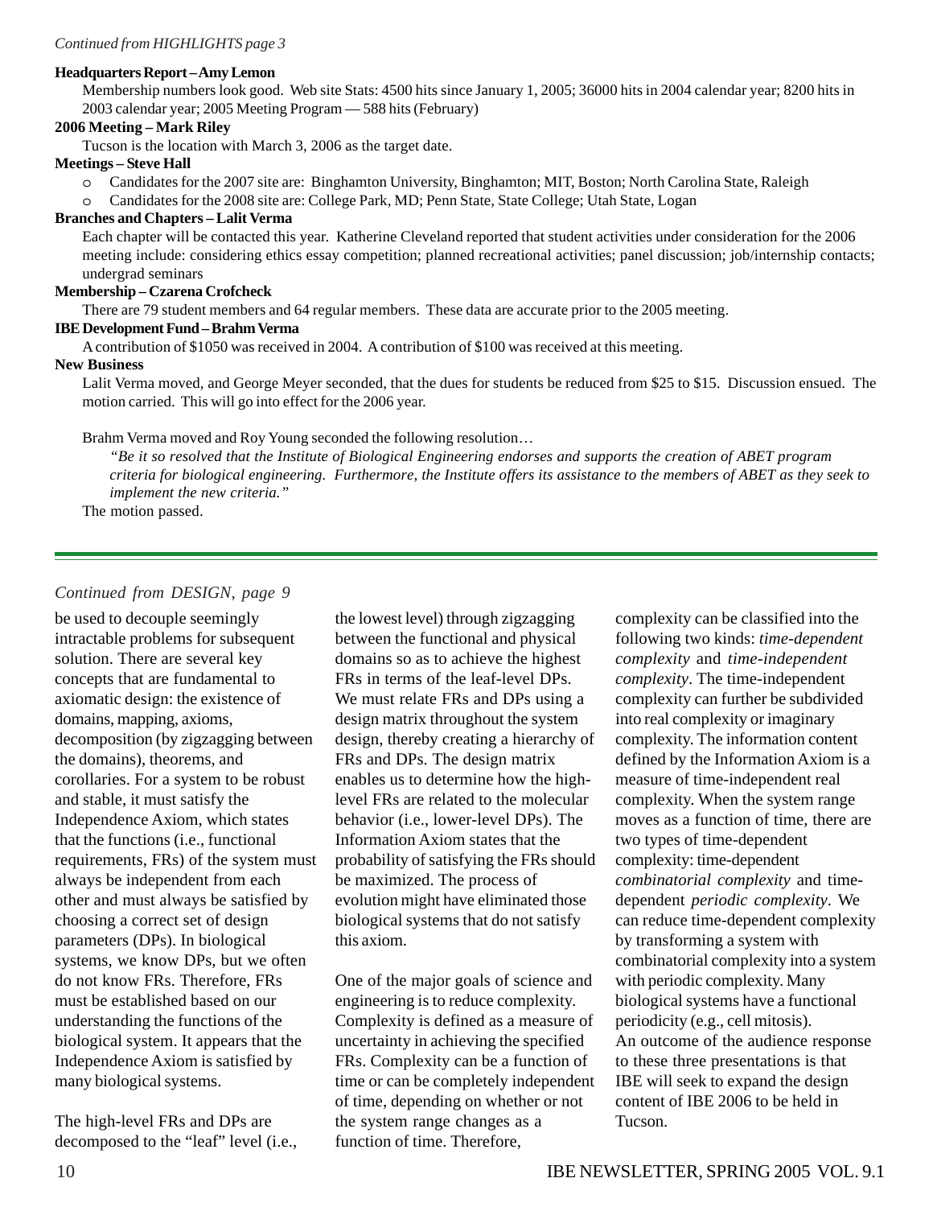*Continued from HIGHLIGHTS page 3*

**Headquarters Report – Amy Lemon**

Membership numbers look good. Web site Stats: 4500 hits since January 1, 2005; 36000 hits in 2004 calendar year; 8200 hits in 2003 calendar year; 2005 Meeting Program — 588 hits (February)

**2006 Meeting – Mark Riley**

Tucson is the location with March 3, 2006 as the target date.

**Meetings – Steve Hall**

- Candidates for the 2007 site are: Binghamton University, Binghamton; MIT, Boston; North Carolina State, Raleigh
- Candidates for the 2008 site are: College Park, MD; Penn State, State College; Utah State, Logan

**Branches and Chapters – Lalit Verma**

Each chapter will be contacted this year. Katherine Cleveland reported that student activities under consideration for the 2006 meeting include: considering ethics essay competition; planned recreational activities; panel discussion; job/internship contacts; undergrad seminars

**Membership – Czarena Crofcheck**

There are 79 student members and 64 regular members. These data are accurate prior to the 2005 meeting.

**IBE Development Fund – Brahm Verma**

A contribution of $1050 was received in 2004. A contribution of $100 was received at this meeting.

**New Business**

Lalit Verma moved, and George Meyer seconded, that the dues for students be reduced from $25 to $15. Discussion ensued. The motion carried. This will go into effect for the 2006 year.

Brahm Verma moved and Roy Young seconded the following resolution…

> *"Be it so resolved that the Institute of Biological Engineering endorses and supports the creation of ABET program criteria for biological engineering. Furthermore, the Institute offers its assistance to the members of ABET as they seek to implement the new criteria."*

The motion passed.

---

*Continued from DESIGN, page 9*

be used to decouple seemingly intractable problems for subsequent solution. There are several key concepts that are fundamental to axiomatic design: the existence of domains, mapping, axioms, decomposition (by zigzagging between the domains), theorems, and corollaries. For a system to be robust and stable, it must satisfy the Independence Axiom, which states that the functions (i.e., functional requirements, FRs) of the system must always be independent from each other and must always be satisfied by choosing a correct set of design parameters (DPs). In biological systems, we know DPs, but we often do not know FRs. Therefore, FRs must be established based on our understanding the functions of the biological system. It appears that the Independence Axiom is satisfied by many biological systems.

The high-level FRs and DPs are decomposed to the "leaf" level (i.e., the lowest level) through zigzagging between the functional and physical domains so as to achieve the highest FRs in terms of the leaf-level DPs. We must relate FRs and DPs using a design matrix throughout the system design, thereby creating a hierarchy of FRs and DPs. The design matrix enables us to determine how the high-level FRs are related to the molecular behavior (i.e., lower-level DPs). The Information Axiom states that the probability of satisfying the FRs should be maximized. The process of evolution might have eliminated those biological systems that do not satisfy this axiom.

One of the major goals of science and engineering is to reduce complexity. Complexity is defined as a measure of uncertainty in achieving the specified FRs. Complexity can be a function of time or can be completely independent of time, depending on whether or not the system range changes as a function of time. Therefore, complexity can be classified into the following two kinds: *time-dependent complexity* and *time-independent complexity*. The time-independent complexity can further be subdivided into real complexity or imaginary complexity. The information content defined by the Information Axiom is a measure of time-independent real complexity. When the system range moves as a function of time, there are two types of time-dependent complexity: time-dependent *combinatorial complexity* and time-dependent *periodic complexity*. We can reduce time-dependent complexity by transforming a system with combinatorial complexity into a system with periodic complexity. Many biological systems have a functional periodicity (e.g., cell mitosis).

An outcome of the audience response to these three presentations is that IBE will seek to expand the design content of IBE 2006 to be held in Tucson.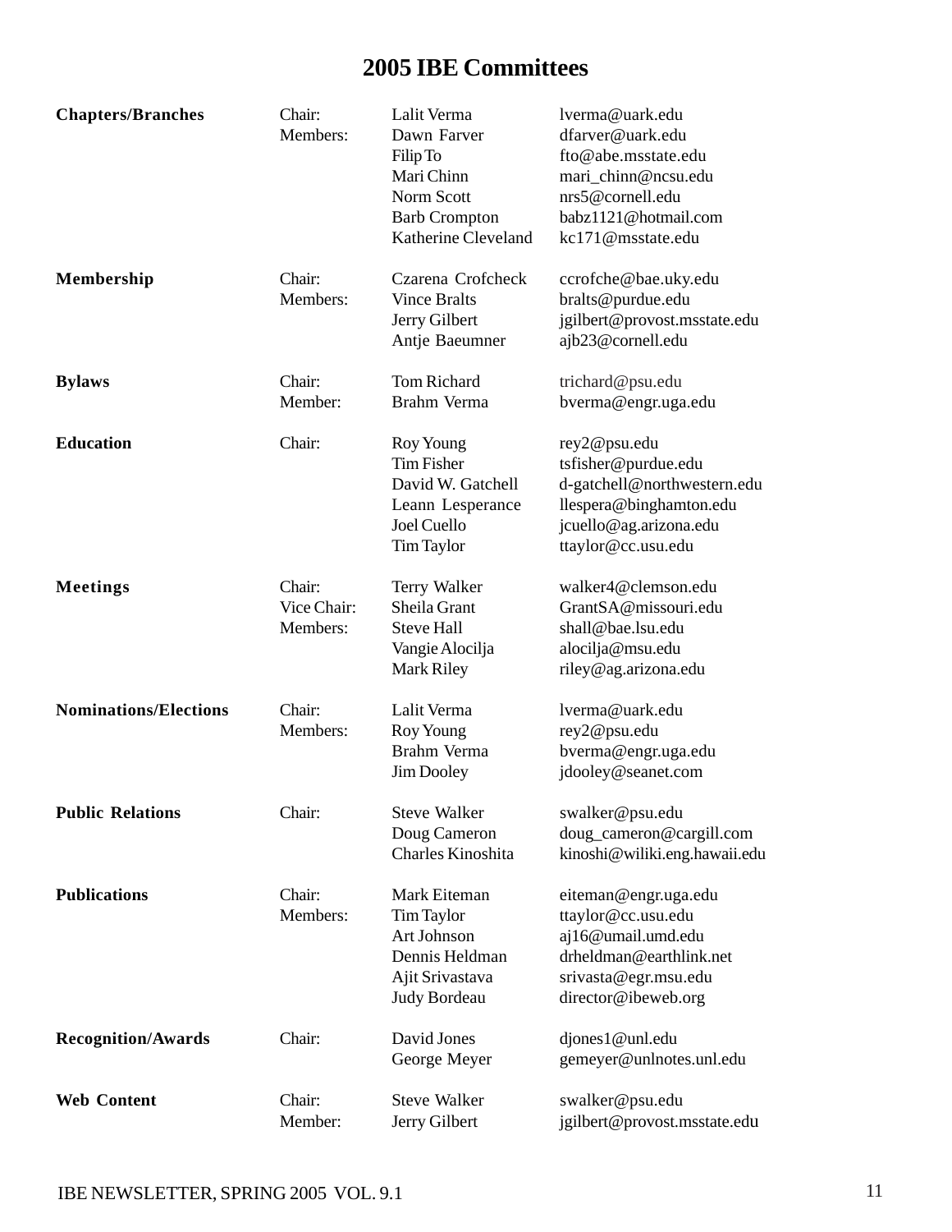# 2005 IBE Committees

| Committee | Role | Name | Email |
|---|---|---|---|
| **Chapters/Branches** | Chair: | Lalit Verma | lverma@uark.edu |
| | Members: | Dawn Farver | dfarver@uark.edu |
| | | Filip To | fto@abe.msstate.edu |
| | | Mari Chinn | mari_chinn@ncsu.edu |
| | | Norm Scott | nrs5@cornell.edu |
| | | Barb Crompton | babz1121@hotmail.com |
| | | Katherine Cleveland | kc171@msstate.edu |
| **Membership** | Chair: | Czarena Crofcheck | ccrofche@bae.uky.edu |
| | Members: | Vince Bralts | bralts@purdue.edu |
| | | Jerry Gilbert | jgilbert@provost.msstate.edu |
| | | Antje Baeumner | ajb23@cornell.edu |
| **Bylaws** | Chair: | Tom Richard | trichard@psu.edu |
| | Member: | Brahm Verma | bverma@engr.uga.edu |
| **Education** | Chair: | Roy Young | rey2@psu.edu |
| | | Tim Fisher | tsfisher@purdue.edu |
| | | David W. Gatchell | d-gatchell@northwestern.edu |
| | | Leann Lesperance | llespera@binghamton.edu |
| | | Joel Cuello | jcuello@ag.arizona.edu |
| | | Tim Taylor | ttaylor@cc.usu.edu |
| **Meetings** | Chair: | Terry Walker | walker4@clemson.edu |
| | Vice Chair: | Sheila Grant | GrantSA@missouri.edu |
| | Members: | Steve Hall | shall@bae.lsu.edu |
| | | Vangie Alocilja | alocilja@msu.edu |
| | | Mark Riley | riley@ag.arizona.edu |
| **Nominations/Elections** | Chair: | Lalit Verma | lverma@uark.edu |
| | Members: | Roy Young | rey2@psu.edu |
| | | Brahm Verma | bverma@engr.uga.edu |
| | | Jim Dooley | jdooley@seanet.com |
| **Public Relations** | Chair: | Steve Walker | swalker@psu.edu |
| | | Doug Cameron | doug_cameron@cargill.com |
| | | Charles Kinoshita | kinoshi@wiliki.eng.hawaii.edu |
| **Publications** | Chair: | Mark Eiteman | eiteman@engr.uga.edu |
| | Members: | Tim Taylor | ttaylor@cc.usu.edu |
| | | Art Johnson | aj16@umail.umd.edu |
| | | Dennis Heldman | drheldman@earthlink.net |
| | | Ajit Srivastava | srivasta@egr.msu.edu |
| | | Judy Bordeau | director@ibeweb.org |
| **Recognition/Awards** | Chair: | David Jones | djones1@unl.edu |
| | | George Meyer | gemeyer@unlnotes.unl.edu |
| **Web Content** | Chair: | Steve Walker | swalker@psu.edu |
| | Member: | Jerry Gilbert | jgilbert@provost.msstate.edu |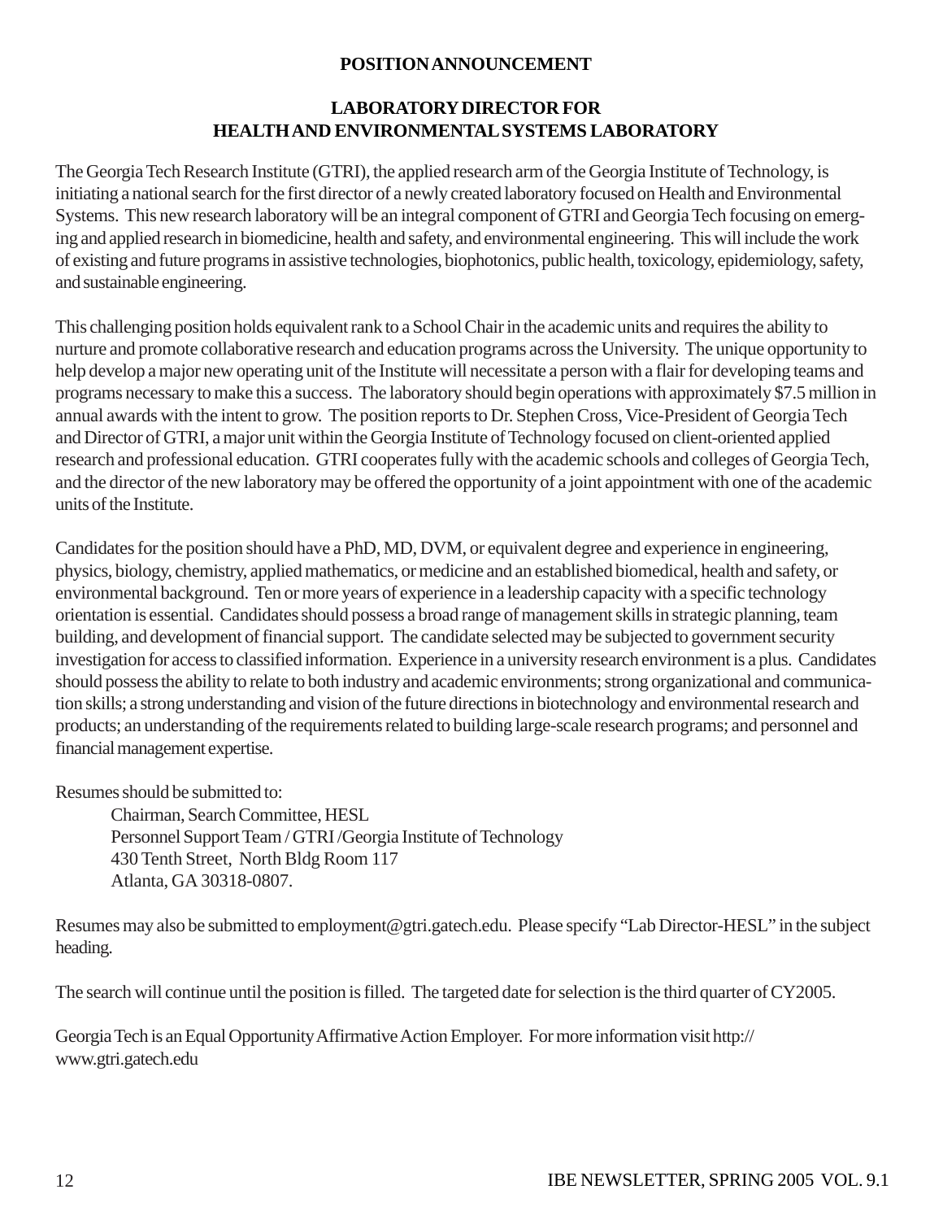## POSITION ANNOUNCEMENT

## LABORATORY DIRECTOR FOR
## HEALTH AND ENVIRONMENTAL SYSTEMS LABORATORY

The Georgia Tech Research Institute (GTRI), the applied research arm of the Georgia Institute of Technology, is initiating a national search for the first director of a newly created laboratory focused on Health and Environmental Systems. This new research laboratory will be an integral component of GTRI and Georgia Tech focusing on emerging and applied research in biomedicine, health and safety, and environmental engineering. This will include the work of existing and future programs in assistive technologies, biophotonics, public health, toxicology, epidemiology, safety, and sustainable engineering.

This challenging position holds equivalent rank to a School Chair in the academic units and requires the ability to nurture and promote collaborative research and education programs across the University. The unique opportunity to help develop a major new operating unit of the Institute will necessitate a person with a flair for developing teams and programs necessary to make this a success. The laboratory should begin operations with approximately $7.5 million in annual awards with the intent to grow. The position reports to Dr. Stephen Cross, Vice-President of Georgia Tech and Director of GTRI, a major unit within the Georgia Institute of Technology focused on client-oriented applied research and professional education. GTRI cooperates fully with the academic schools and colleges of Georgia Tech, and the director of the new laboratory may be offered the opportunity of a joint appointment with one of the academic units of the Institute.

Candidates for the position should have a PhD, MD, DVM, or equivalent degree and experience in engineering, physics, biology, chemistry, applied mathematics, or medicine and an established biomedical, health and safety, or environmental background. Ten or more years of experience in a leadership capacity with a specific technology orientation is essential. Candidates should possess a broad range of management skills in strategic planning, team building, and development of financial support. The candidate selected may be subjected to government security investigation for access to classified information. Experience in a university research environment is a plus. Candidates should possess the ability to relate to both industry and academic environments; strong organizational and communication skills; a strong understanding and vision of the future directions in biotechnology and environmental research and products; an understanding of the requirements related to building large-scale research programs; and personnel and financial management expertise.

Resumes should be submitted to:

Chairman, Search Committee, HESL
Personnel Support Team / GTRI /Georgia Institute of Technology
430 Tenth Street, North Bldg Room 117
Atlanta, GA 30318-0807.

Resumes may also be submitted to employment@gtri.gatech.edu. Please specify "Lab Director-HESL" in the subject heading.

The search will continue until the position is filled. The targeted date for selection is the third quarter of CY2005.

Georgia Tech is an Equal Opportunity Affirmative Action Employer. For more information visit http://www.gtri.gatech.edu